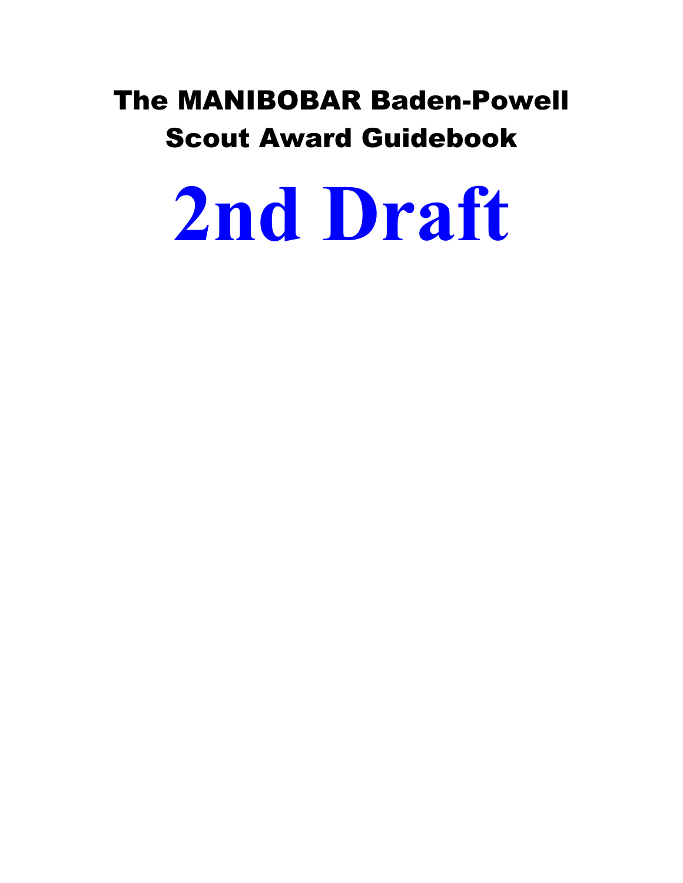# The MANIBOBAR Baden-Powell Scout Award Guidebook

# 2nd Draft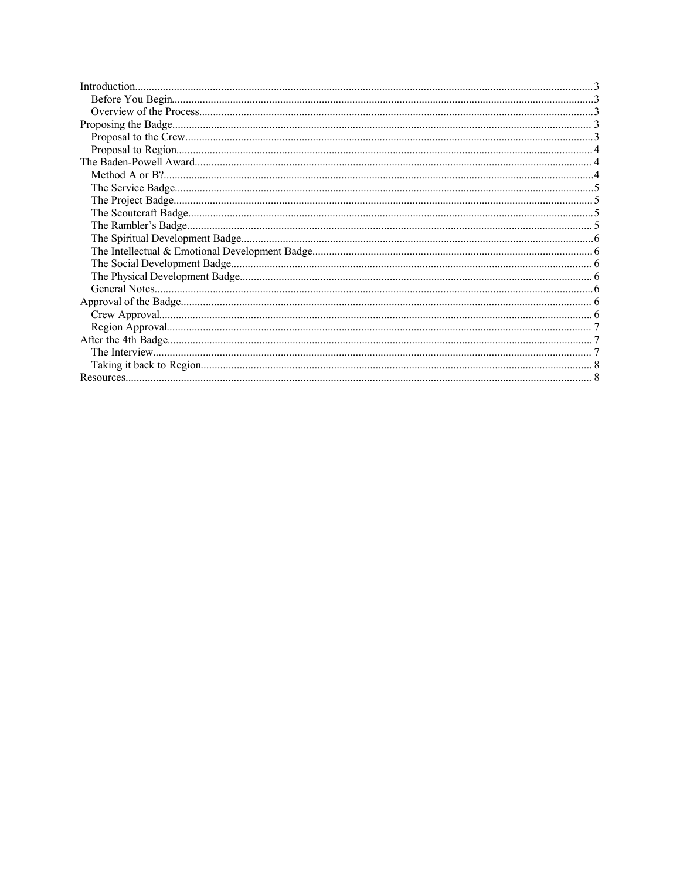- Introduction....3
  - Before You Begin....3
  - Overview of the Process....3
- Proposing the Badge....3
  - Proposal to the Crew....3
  - Proposal to Region....4
- The Baden-Powell Award....4
  - Method A or B?....4
  - The Service Badge....5
  - The Project Badge....5
  - The Scoutcraft Badge....5
  - The Rambler's Badge....5
  - The Spiritual Development Badge....6
  - The Intellectual & Emotional Development Badge....6
  - The Social Development Badge....6
  - The Physical Development Badge....6
  - General Notes....6
- Approval of the Badge....6
  - Crew Approval....6
  - Region Approval....7
- After the 4th Badge....7
  - The Interview....7
  - Taking it back to Region....8
- Resources....8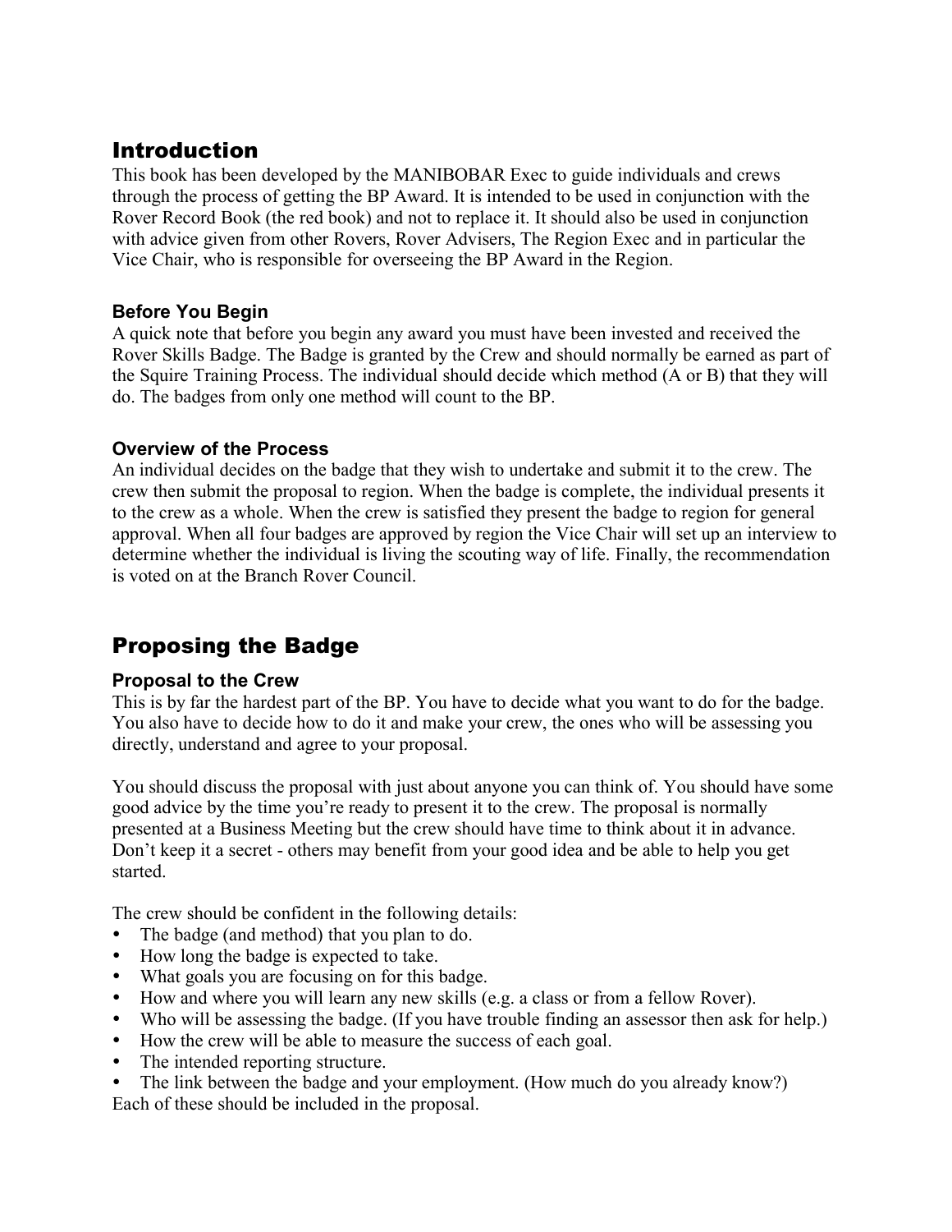## Introduction

This book has been developed by the MANIBOBAR Exec to guide individuals and crews through the process of getting the BP Award. It is intended to be used in conjunction with the Rover Record Book (the red book) and not to replace it. It should also be used in conjunction with advice given from other Rovers, Rover Advisers, The Region Exec and in particular the Vice Chair, who is responsible for overseeing the BP Award in the Region.

### Before You Begin

A quick note that before you begin any award you must have been invested and received the Rover Skills Badge. The Badge is granted by the Crew and should normally be earned as part of the Squire Training Process. The individual should decide which method (A or B) that they will do. The badges from only one method will count to the BP.

### Overview of the Process

An individual decides on the badge that they wish to undertake and submit it to the crew. The crew then submit the proposal to region. When the badge is complete, the individual presents it to the crew as a whole. When the crew is satisfied they present the badge to region for general approval. When all four badges are approved by region the Vice Chair will set up an interview to determine whether the individual is living the scouting way of life. Finally, the recommendation is voted on at the Branch Rover Council.

## Proposing the Badge

### Proposal to the Crew

This is by far the hardest part of the BP. You have to decide what you want to do for the badge. You also have to decide how to do it and make your crew, the ones who will be assessing you directly, understand and agree to your proposal.

You should discuss the proposal with just about anyone you can think of. You should have some good advice by the time you're ready to present it to the crew. The proposal is normally presented at a Business Meeting but the crew should have time to think about it in advance. Don't keep it a secret - others may benefit from your good idea and be able to help you get started.

The crew should be confident in the following details:

- The badge (and method) that you plan to do.
- How long the badge is expected to take.
- What goals you are focusing on for this badge.
- How and where you will learn any new skills (e.g. a class or from a fellow Rover).
- Who will be assessing the badge. (If you have trouble finding an assessor then ask for help.)
- How the crew will be able to measure the success of each goal.
- The intended reporting structure.
- The link between the badge and your employment. (How much do you already know?)

Each of these should be included in the proposal.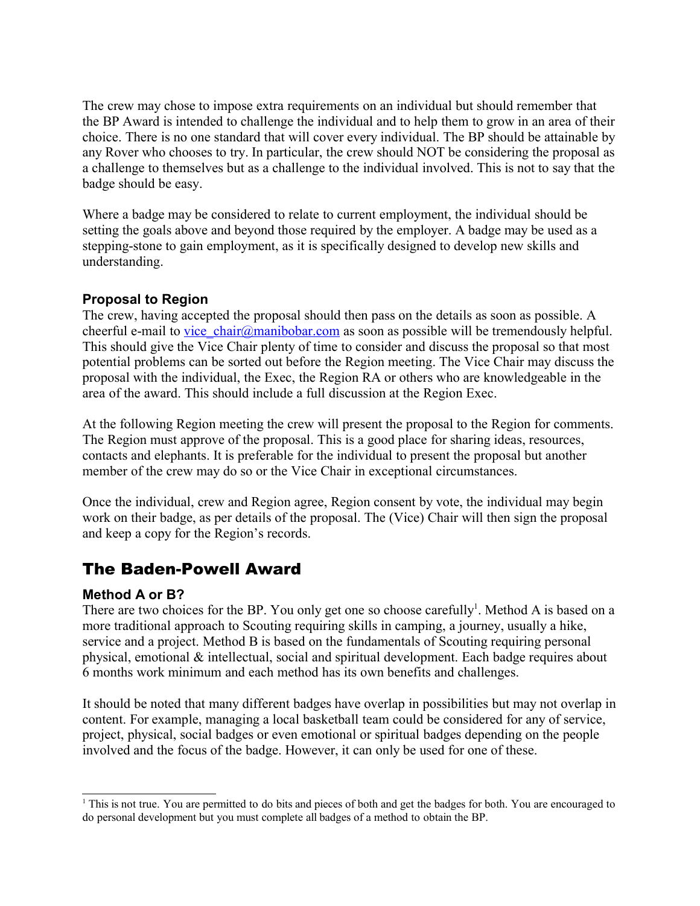The crew may chose to impose extra requirements on an individual but should remember that the BP Award is intended to challenge the individual and to help them to grow in an area of their choice. There is no one standard that will cover every individual. The BP should be attainable by any Rover who chooses to try. In particular, the crew should NOT be considering the proposal as a challenge to themselves but as a challenge to the individual involved. This is not to say that the badge should be easy.

Where a badge may be considered to relate to current employment, the individual should be setting the goals above and beyond those required by the employer. A badge may be used as a stepping-stone to gain employment, as it is specifically designed to develop new skills and understanding.

### Proposal to Region

The crew, having accepted the proposal should then pass on the details as soon as possible. A cheerful e-mail to vice_chair@manibobar.com as soon as possible will be tremendously helpful. This should give the Vice Chair plenty of time to consider and discuss the proposal so that most potential problems can be sorted out before the Region meeting. The Vice Chair may discuss the proposal with the individual, the Exec, the Region RA or others who are knowledgeable in the area of the award. This should include a full discussion at the Region Exec.

At the following Region meeting the crew will present the proposal to the Region for comments. The Region must approve of the proposal. This is a good place for sharing ideas, resources, contacts and elephants. It is preferable for the individual to present the proposal but another member of the crew may do so or the Vice Chair in exceptional circumstances.

Once the individual, crew and Region agree, Region consent by vote, the individual may begin work on their badge, as per details of the proposal. The (Vice) Chair will then sign the proposal and keep a copy for the Region's records.

## The Baden-Powell Award

### Method A or B?

There are two choices for the BP. You only get one so choose carefully[1]. Method A is based on a more traditional approach to Scouting requiring skills in camping, a journey, usually a hike, service and a project. Method B is based on the fundamentals of Scouting requiring personal physical, emotional & intellectual, social and spiritual development. Each badge requires about 6 months work minimum and each method has its own benefits and challenges.

It should be noted that many different badges have overlap in possibilities but may not overlap in content. For example, managing a local basketball team could be considered for any of service, project, physical, social badges or even emotional or spiritual badges depending on the people involved and the focus of the badge. However, it can only be used for one of these.

---

[1] This is not true. You are permitted to do bits and pieces of both and get the badges for both. You are encouraged to do personal development but you must complete all badges of a method to obtain the BP.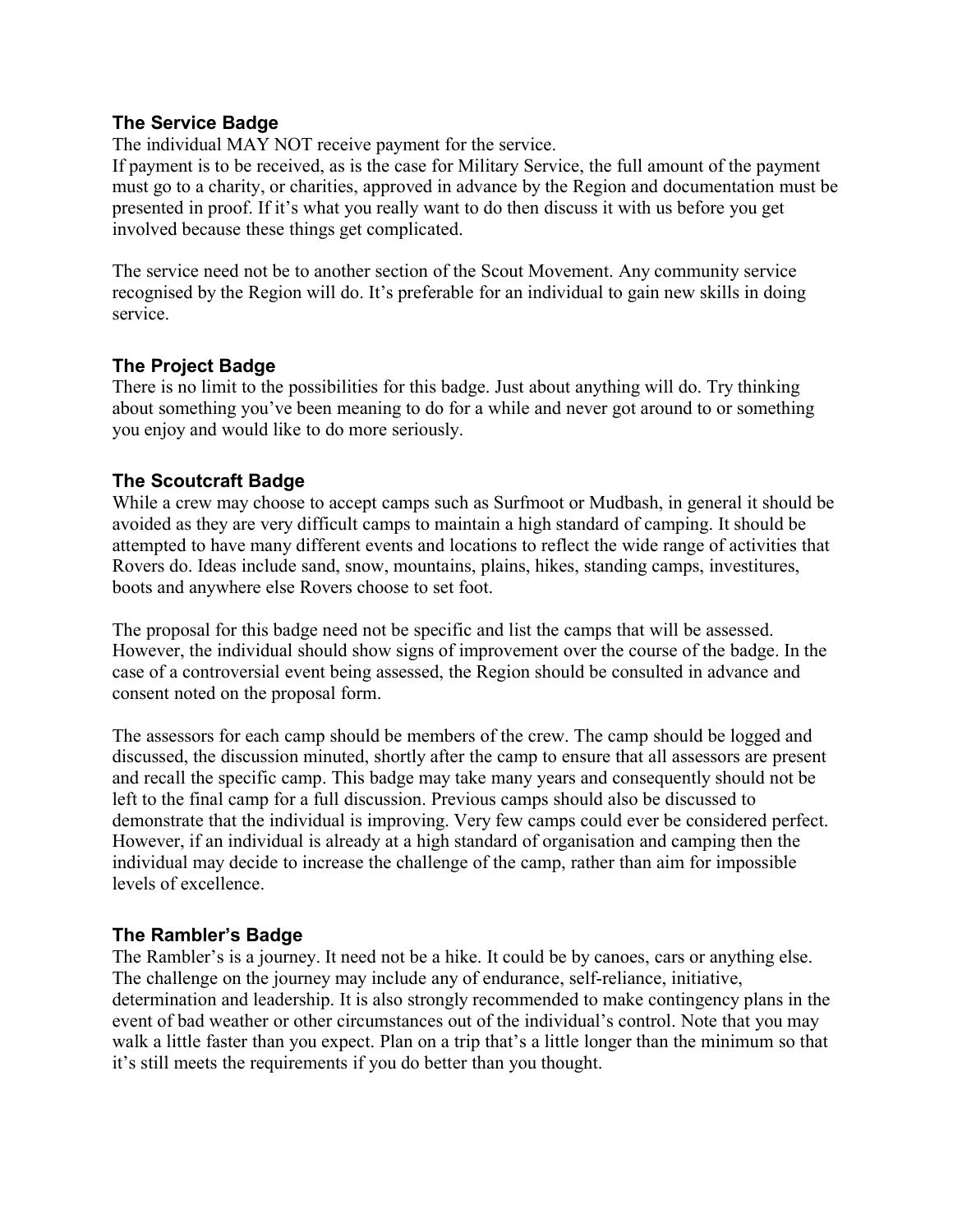### The Service Badge

The individual MAY NOT receive payment for the service.
If payment is to be received, as is the case for Military Service, the full amount of the payment must go to a charity, or charities, approved in advance by the Region and documentation must be presented in proof. If it's what you really want to do then discuss it with us before you get involved because these things get complicated.

The service need not be to another section of the Scout Movement. Any community service recognised by the Region will do. It's preferable for an individual to gain new skills in doing service.

### The Project Badge

There is no limit to the possibilities for this badge. Just about anything will do. Try thinking about something you've been meaning to do for a while and never got around to or something you enjoy and would like to do more seriously.

### The Scoutcraft Badge

While a crew may choose to accept camps such as Surfmoot or Mudbash, in general it should be avoided as they are very difficult camps to maintain a high standard of camping. It should be attempted to have many different events and locations to reflect the wide range of activities that Rovers do. Ideas include sand, snow, mountains, plains, hikes, standing camps, investitures, boots and anywhere else Rovers choose to set foot.

The proposal for this badge need not be specific and list the camps that will be assessed. However, the individual should show signs of improvement over the course of the badge. In the case of a controversial event being assessed, the Region should be consulted in advance and consent noted on the proposal form.

The assessors for each camp should be members of the crew. The camp should be logged and discussed, the discussion minuted, shortly after the camp to ensure that all assessors are present and recall the specific camp. This badge may take many years and consequently should not be left to the final camp for a full discussion. Previous camps should also be discussed to demonstrate that the individual is improving. Very few camps could ever be considered perfect. However, if an individual is already at a high standard of organisation and camping then the individual may decide to increase the challenge of the camp, rather than aim for impossible levels of excellence.

### The Rambler's Badge

The Rambler's is a journey. It need not be a hike. It could be by canoes, cars or anything else. The challenge on the journey may include any of endurance, self-reliance, initiative, determination and leadership. It is also strongly recommended to make contingency plans in the event of bad weather or other circumstances out of the individual's control. Note that you may walk a little faster than you expect. Plan on a trip that's a little longer than the minimum so that it's still meets the requirements if you do better than you thought.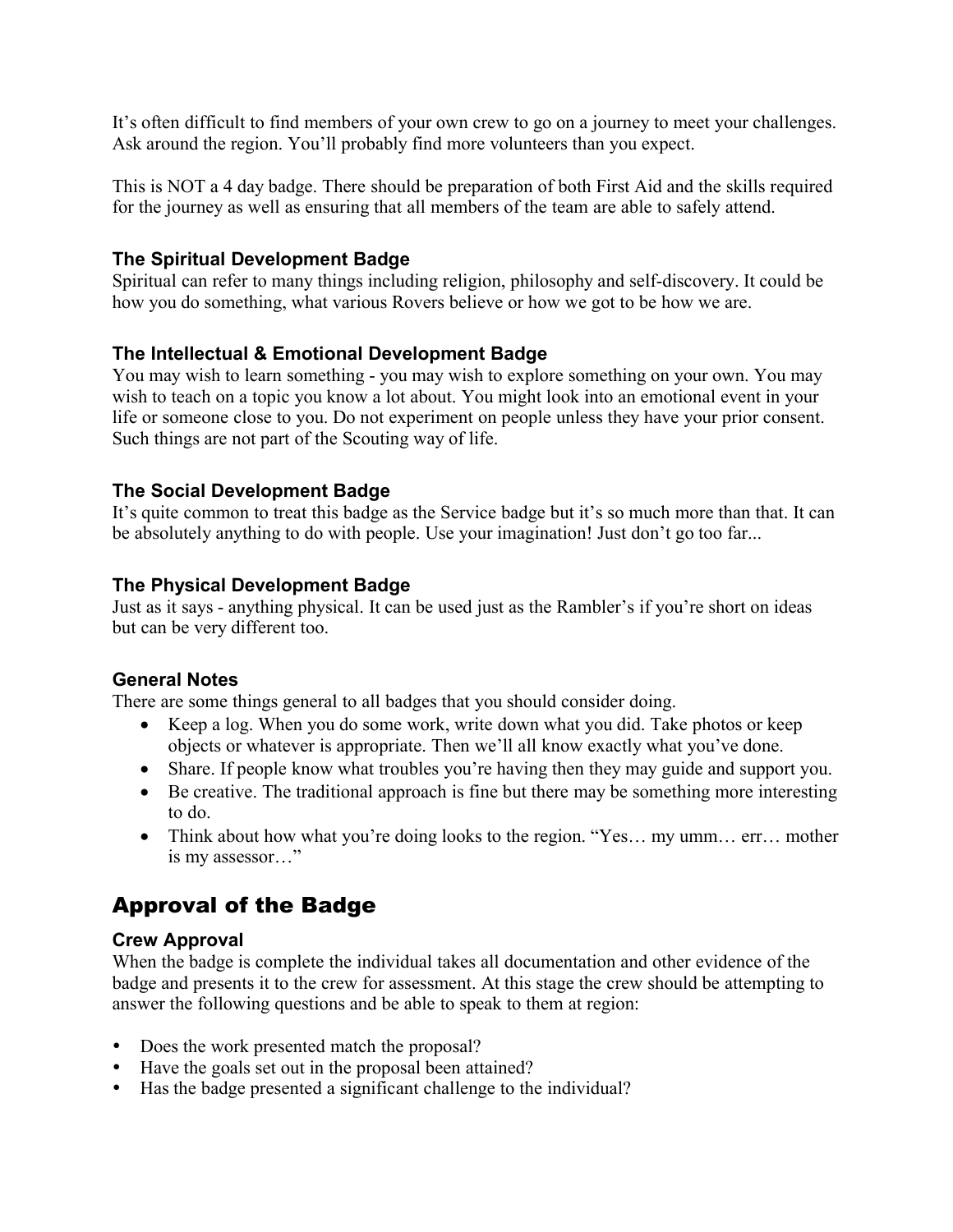It's often difficult to find members of your own crew to go on a journey to meet your challenges. Ask around the region. You'll probably find more volunteers than you expect.

This is NOT a 4 day badge. There should be preparation of both First Aid and the skills required for the journey as well as ensuring that all members of the team are able to safely attend.

### The Spiritual Development Badge

Spiritual can refer to many things including religion, philosophy and self-discovery. It could be how you do something, what various Rovers believe or how we got to be how we are.

### The Intellectual & Emotional Development Badge

You may wish to learn something - you may wish to explore something on your own. You may wish to teach on a topic you know a lot about. You might look into an emotional event in your life or someone close to you. Do not experiment on people unless they have your prior consent. Such things are not part of the Scouting way of life.

### The Social Development Badge

It's quite common to treat this badge as the Service badge but it's so much more than that. It can be absolutely anything to do with people. Use your imagination! Just don't go too far...

### The Physical Development Badge

Just as it says - anything physical. It can be used just as the Rambler's if you're short on ideas but can be very different too.

### General Notes

There are some things general to all badges that you should consider doing.

- Keep a log. When you do some work, write down what you did. Take photos or keep objects or whatever is appropriate. Then we'll all know exactly what you've done.
- Share. If people know what troubles you're having then they may guide and support you.
- Be creative. The traditional approach is fine but there may be something more interesting to do.
- Think about how what you're doing looks to the region. "Yes… my umm… err… mother is my assessor…"

## Approval of the Badge

### Crew Approval

When the badge is complete the individual takes all documentation and other evidence of the badge and presents it to the crew for assessment. At this stage the crew should be attempting to answer the following questions and be able to speak to them at region:

- Does the work presented match the proposal?
- Have the goals set out in the proposal been attained?
- Has the badge presented a significant challenge to the individual?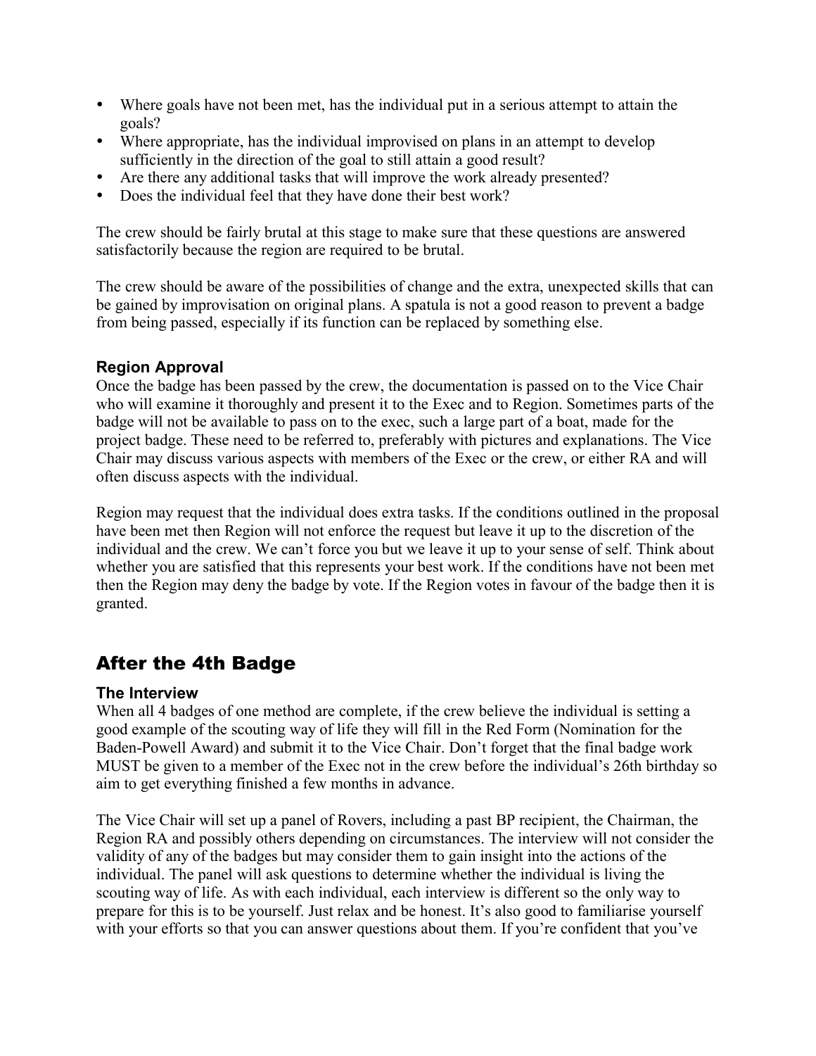- Where goals have not been met, has the individual put in a serious attempt to attain the goals?
- Where appropriate, has the individual improvised on plans in an attempt to develop sufficiently in the direction of the goal to still attain a good result?
- Are there any additional tasks that will improve the work already presented?
- Does the individual feel that they have done their best work?

The crew should be fairly brutal at this stage to make sure that these questions are answered satisfactorily because the region are required to be brutal.

The crew should be aware of the possibilities of change and the extra, unexpected skills that can be gained by improvisation on original plans. A spatula is not a good reason to prevent a badge from being passed, especially if its function can be replaced by something else.

### Region Approval

Once the badge has been passed by the crew, the documentation is passed on to the Vice Chair who will examine it thoroughly and present it to the Exec and to Region. Sometimes parts of the badge will not be available to pass on to the exec, such a large part of a boat, made for the project badge. These need to be referred to, preferably with pictures and explanations. The Vice Chair may discuss various aspects with members of the Exec or the crew, or either RA and will often discuss aspects with the individual.

Region may request that the individual does extra tasks. If the conditions outlined in the proposal have been met then Region will not enforce the request but leave it up to the discretion of the individual and the crew. We can't force you but we leave it up to your sense of self. Think about whether you are satisfied that this represents your best work. If the conditions have not been met then the Region may deny the badge by vote. If the Region votes in favour of the badge then it is granted.

## After the 4th Badge

### The Interview

When all 4 badges of one method are complete, if the crew believe the individual is setting a good example of the scouting way of life they will fill in the Red Form (Nomination for the Baden-Powell Award) and submit it to the Vice Chair. Don't forget that the final badge work MUST be given to a member of the Exec not in the crew before the individual's 26th birthday so aim to get everything finished a few months in advance.

The Vice Chair will set up a panel of Rovers, including a past BP recipient, the Chairman, the Region RA and possibly others depending on circumstances. The interview will not consider the validity of any of the badges but may consider them to gain insight into the actions of the individual. The panel will ask questions to determine whether the individual is living the scouting way of life. As with each individual, each interview is different so the only way to prepare for this is to be yourself. Just relax and be honest. It's also good to familiarise yourself with your efforts so that you can answer questions about them. If you're confident that you've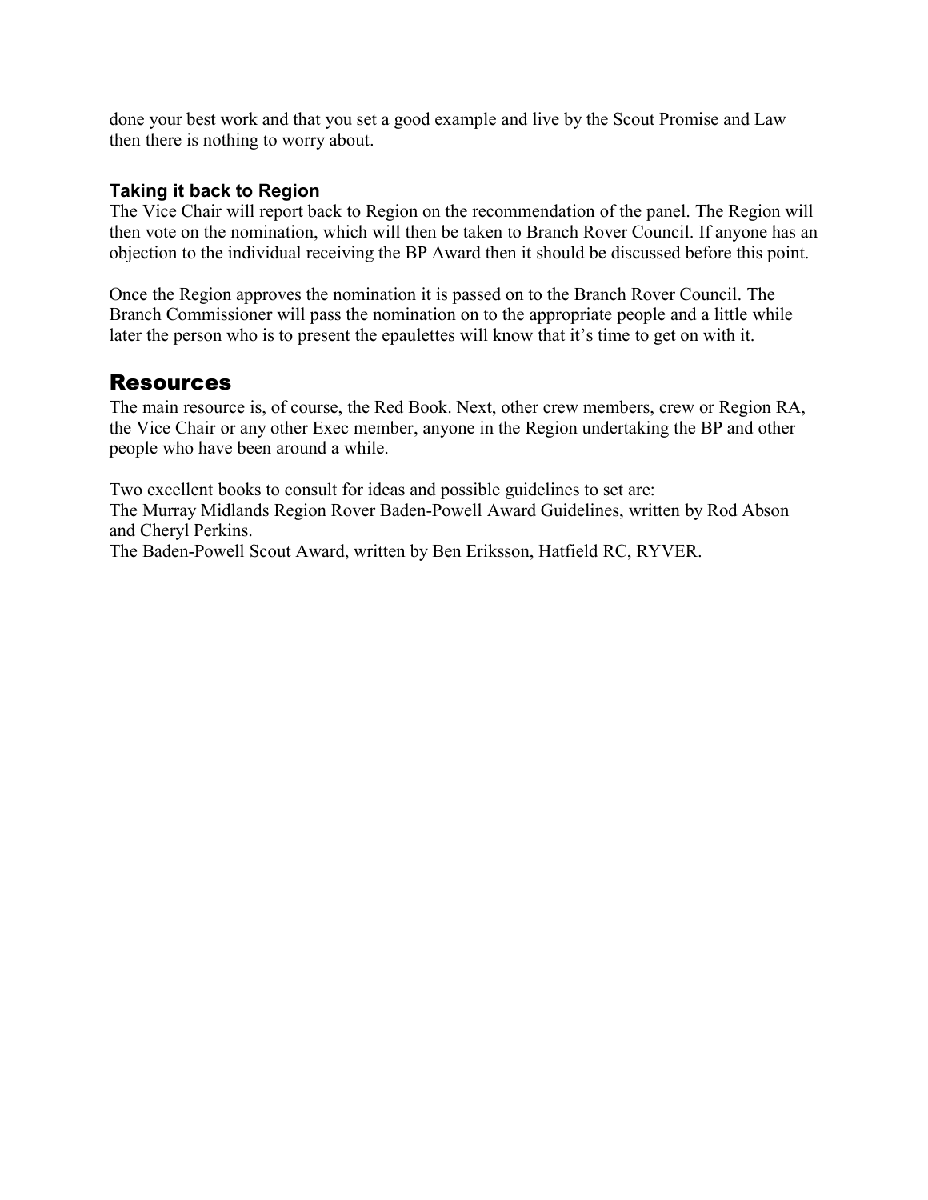done your best work and that you set a good example and live by the Scout Promise and Law then there is nothing to worry about.

### Taking it back to Region

The Vice Chair will report back to Region on the recommendation of the panel. The Region will then vote on the nomination, which will then be taken to Branch Rover Council. If anyone has an objection to the individual receiving the BP Award then it should be discussed before this point.

Once the Region approves the nomination it is passed on to the Branch Rover Council. The Branch Commissioner will pass the nomination on to the appropriate people and a little while later the person who is to present the epaulettes will know that it's time to get on with it.

## Resources

The main resource is, of course, the Red Book. Next, other crew members, crew or Region RA, the Vice Chair or any other Exec member, anyone in the Region undertaking the BP and other people who have been around a while.

Two excellent books to consult for ideas and possible guidelines to set are:
The Murray Midlands Region Rover Baden-Powell Award Guidelines, written by Rod Abson and Cheryl Perkins.
The Baden-Powell Scout Award, written by Ben Eriksson, Hatfield RC, RYVER.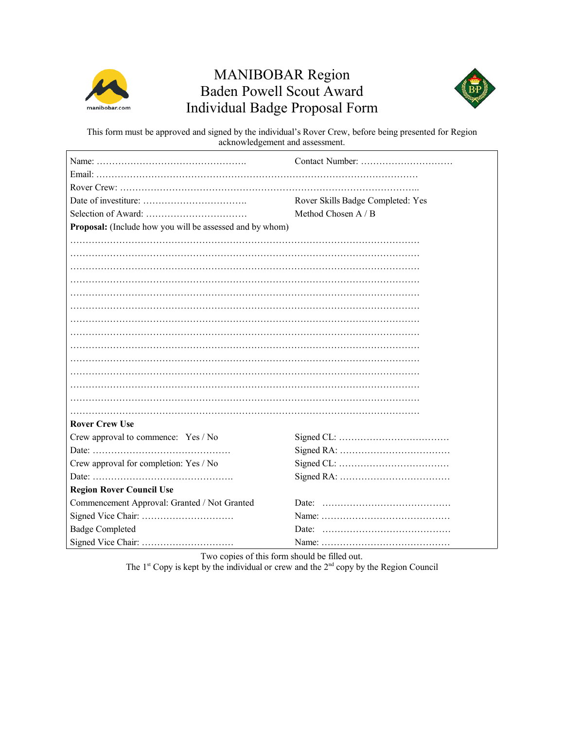# MANIBOBAR Region
# Baden Powell Scout Award
# Individual Badge Proposal Form

This form must be approved and signed by the individual's Rover Crew, before being presented for Region acknowledgement and assessment.

Name: ………………………………………….    Contact Number: …………………………

Email: ………………………………………………………………………………………

Rover Crew: ………………………………………………………………………………..

Date of investiture: …………………………….    Rover Skills Badge Completed: Yes

Selection of Award: ……………………………    Method Chosen A / B

**Proposal:** (Include how you will be assessed and by whom)

…………………………………………………………………………………………………

…………………………………………………………………………………………………

…………………………………………………………………………………………………

…………………………………………………………………………………………………

…………………………………………………………………………………………………

…………………………………………………………………………………………………

…………………………………………………………………………………………………

…………………………………………………………………………………………………

…………………………………………………………………………………………………

…………………………………………………………………………………………………

…………………………………………………………………………………………………

…………………………………………………………………………………………………

…………………………………………………………………………………………………

…………………………………………………………………………………………………

**Rover Crew Use**

Crew approval to commence: Yes / No    Signed CL: ………………………………

Date: ………………………………………    Signed RA: ………………………………

Crew approval for completion: Yes / No    Signed CL: ………………………………

Date: ……………………………………….    Signed RA: ………………………………

**Region Rover Council Use**

Commencement Approval: Granted / Not Granted    Date: ……………………………………

Signed Vice Chair: …………………………    Name: ……………………………………

Badge Completed    Date: ……………………………………

Signed Vice Chair: …………………………    Name: ……………………………………

Two copies of this form should be filled out.

The 1st Copy is kept by the individual or crew and the 2nd copy by the Region Council